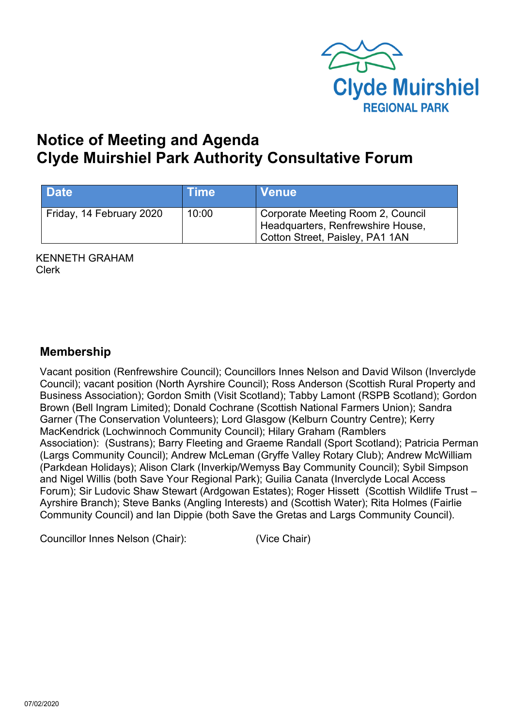# Notice of Meeting and Agenda
# Clyde Muirshiel Park Authority Consultative Forum

| Date | Time | Venue |
|---|---|---|
| Friday, 14 February 2020 | 10:00 | Corporate Meeting Room 2, Council Headquarters, Renfrewshire House, Cotton Street, Paisley, PA1 1AN |

KENNETH GRAHAM
Clerk

## Membership

Vacant position (Renfrewshire Council); Councillors Innes Nelson and David Wilson (Inverclyde Council); vacant position (North Ayrshire Council); Ross Anderson (Scottish Rural Property and Business Association); Gordon Smith (Visit Scotland); Tabby Lamont (RSPB Scotland); Gordon Brown (Bell Ingram Limited); Donald Cochrane (Scottish National Farmers Union); Sandra Garner (The Conservation Volunteers); Lord Glasgow (Kelburn Country Centre); Kerry MacKendrick (Lochwinnoch Community Council); Hilary Graham (Ramblers Association): (Sustrans); Barry Fleeting and Graeme Randall (Sport Scotland); Patricia Perman (Largs Community Council); Andrew McLeman (Gryffe Valley Rotary Club); Andrew McWilliam (Parkdean Holidays); Alison Clark (Inverkip/Wemyss Bay Community Council); Sybil Simpson and Nigel Willis (both Save Your Regional Park); Guilia Canata (Inverclyde Local Access Forum); Sir Ludovic Shaw Stewart (Ardgowan Estates); Roger Hissett (Scottish Wildlife Trust – Ayrshire Branch); Steve Banks (Angling Interests) and (Scottish Water); Rita Holmes (Fairlie Community Council) and Ian Dippie (both Save the Gretas and Largs Community Council).

Councillor Innes Nelson (Chair): (Vice Chair)

07/02/2020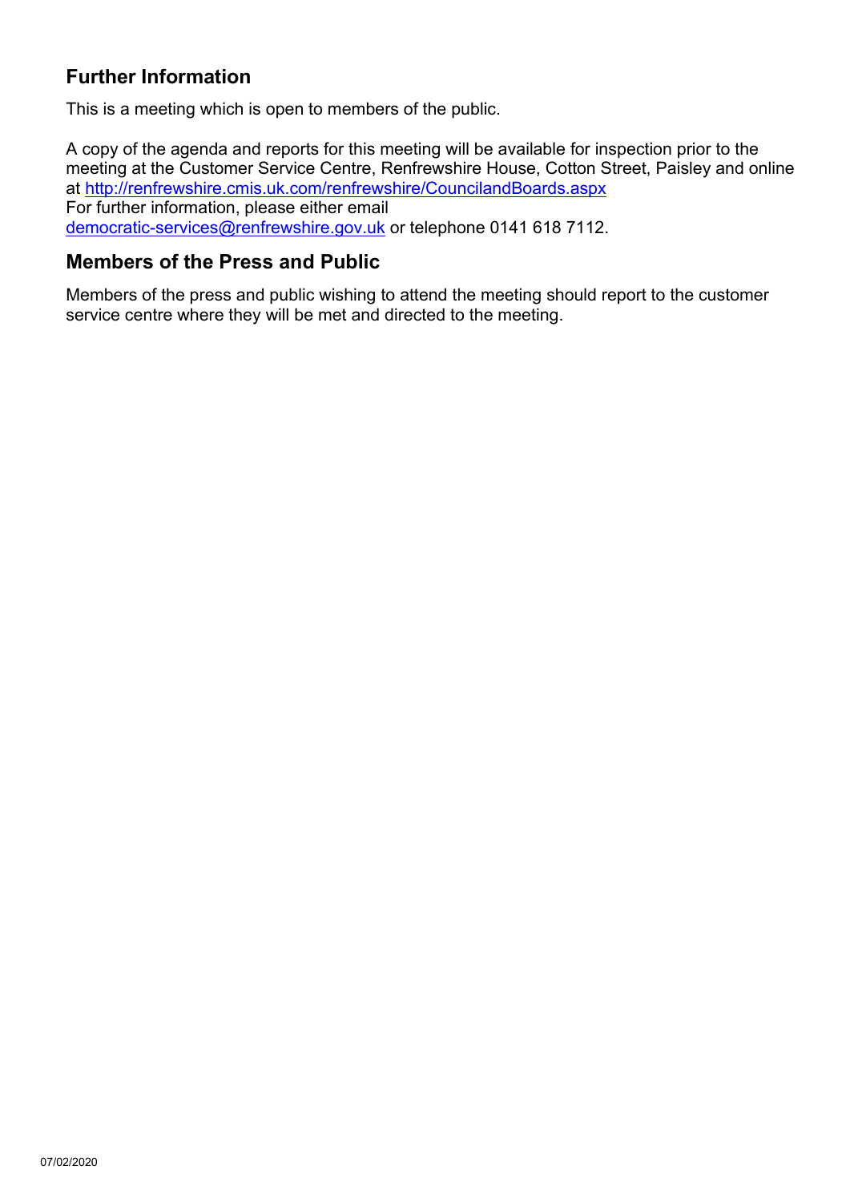## Further Information

This is a meeting which is open to members of the public.

A copy of the agenda and reports for this meeting will be available for inspection prior to the meeting at the Customer Service Centre, Renfrewshire House, Cotton Street, Paisley and online at http://renfrewshire.cmis.uk.com/renfrewshire/CouncilandBoards.aspx
For further information, please either email democratic-services@renfrewshire.gov.uk or telephone 0141 618 7112.

## Members of the Press and Public

Members of the press and public wishing to attend the meeting should report to the customer service centre where they will be met and directed to the meeting.

07/02/2020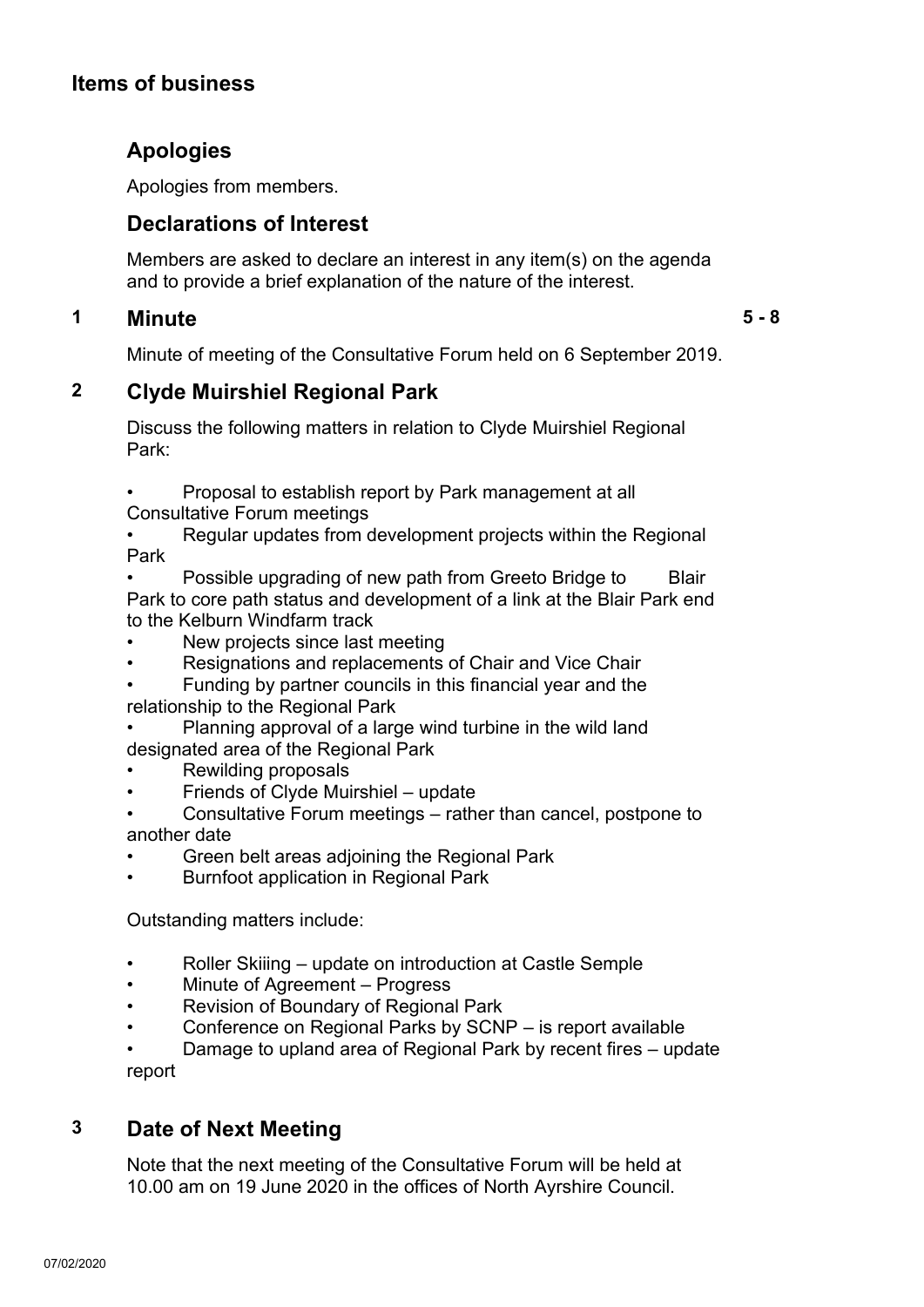## Items of business

### Apologies

Apologies from members.

### Declarations of Interest

Members are asked to declare an interest in any item(s) on the agenda and to provide a brief explanation of the nature of the interest.

### 1 Minute — 5 - 8

Minute of meeting of the Consultative Forum held on 6 September 2019.

### 2 Clyde Muirshiel Regional Park

Discuss the following matters in relation to Clyde Muirshiel Regional Park:

- Proposal to establish report by Park management at all Consultative Forum meetings
- Regular updates from development projects within the Regional Park
- Possible upgrading of new path from Greeto Bridge to Blair Park to core path status and development of a link at the Blair Park end to the Kelburn Windfarm track
- New projects since last meeting
- Resignations and replacements of Chair and Vice Chair
- Funding by partner councils in this financial year and the relationship to the Regional Park
- Planning approval of a large wind turbine in the wild land designated area of the Regional Park
- Rewilding proposals
- Friends of Clyde Muirshiel – update
- Consultative Forum meetings – rather than cancel, postpone to another date
- Green belt areas adjoining the Regional Park
- Burnfoot application in Regional Park

Outstanding matters include:

- Roller Skiiing – update on introduction at Castle Semple
- Minute of Agreement – Progress
- Revision of Boundary of Regional Park
- Conference on Regional Parks by SCNP – is report available
- Damage to upland area of Regional Park by recent fires – update report

### 3 Date of Next Meeting

Note that the next meeting of the Consultative Forum will be held at 10.00 am on 19 June 2020 in the offices of North Ayrshire Council.